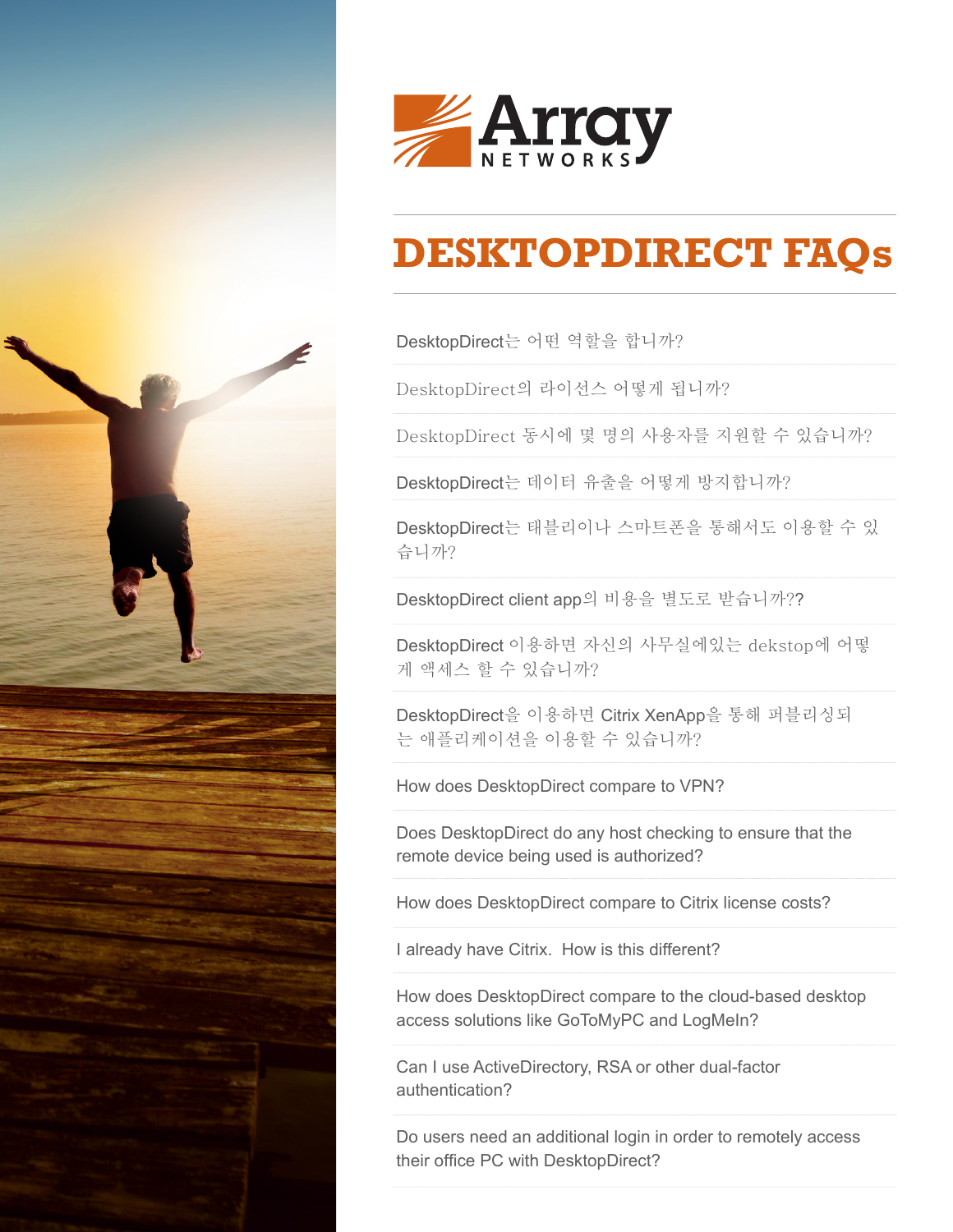Array NETWORKS

# DESKTOPDIRECT FAQs

DesktopDirect는 어떤 역할을 합니까?

DesktopDirect의 라이선스 어떻게 됩니까?

DesktopDirect 동시에 몇 명의 사용자를 지원할 수 있습니까?

DesktopDirect는 데이터 유출을 어떻게 방지합니까?

DesktopDirect는 태블리이나 스마트폰을 통해서도 이용할 수 있습니까?

DesktopDirect client app의 비용을 별도로 받습니까??

DesktopDirect 이용하면 자신의 사무실에있는 dekstop에 어떻게 액세스 할 수 있습니까?

DesktopDirect을 이용하면 Citrix XenApp을 통해 퍼블리싱되는 애플리케이션을 이용할 수 있습니까?

How does DesktopDirect compare to VPN?

Does DesktopDirect do any host checking to ensure that the remote device being used is authorized?

How does DesktopDirect compare to Citrix license costs?

I already have Citrix. How is this different?

How does DesktopDirect compare to the cloud-based desktop access solutions like GoToMyPC and LogMeIn?

Can I use ActiveDirectory, RSA or other dual-factor authentication?

Do users need an additional login in order to remotely access their office PC with DesktopDirect?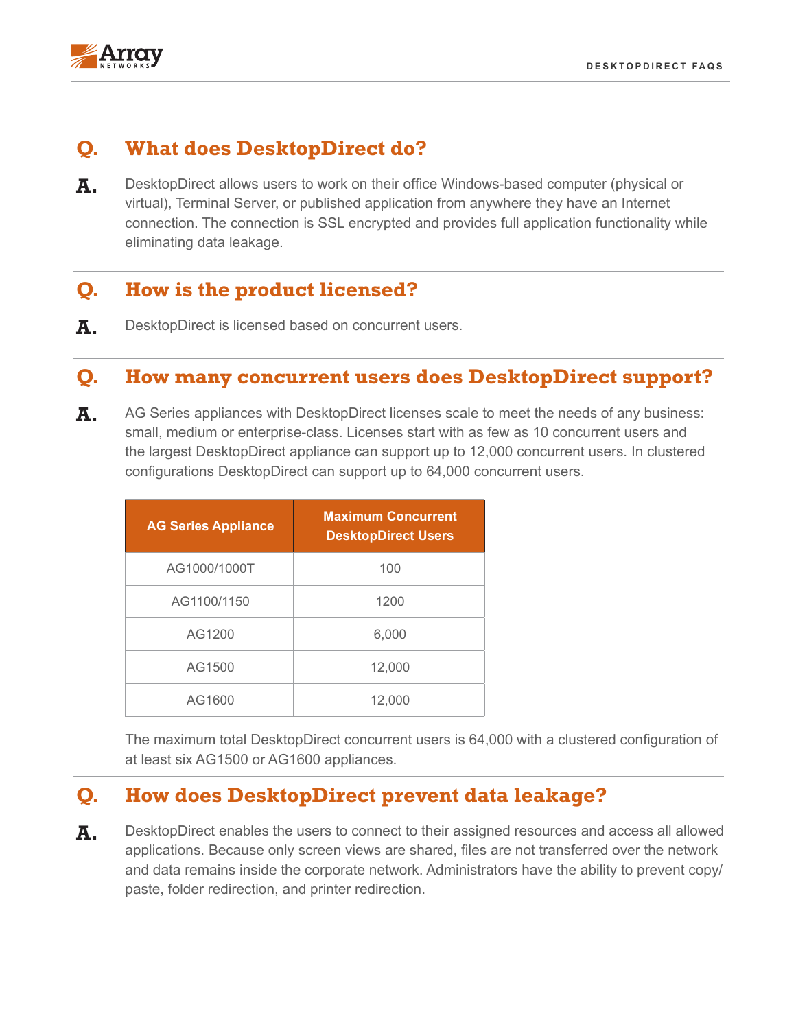## Q. What does DesktopDirect do?

**A.** DesktopDirect allows users to work on their office Windows-based computer (physical or virtual), Terminal Server, or published application from anywhere they have an Internet connection. The connection is SSL encrypted and provides full application functionality while eliminating data leakage.

## Q. How is the product licensed?

**A.** DesktopDirect is licensed based on concurrent users.

## Q. How many concurrent users does DesktopDirect support?

**A.** AG Series appliances with DesktopDirect licenses scale to meet the needs of any business: small, medium or enterprise-class. Licenses start with as few as 10 concurrent users and the largest DesktopDirect appliance can support up to 12,000 concurrent users. In clustered configurations DesktopDirect can support up to 64,000 concurrent users.

| AG Series Appliance | Maximum Concurrent DesktopDirect Users |
|---|---|
| AG1000/1000T | 100 |
| AG1100/1150 | 1200 |
| AG1200 | 6,000 |
| AG1500 | 12,000 |
| AG1600 | 12,000 |

The maximum total DesktopDirect concurrent users is 64,000 with a clustered configuration of at least six AG1500 or AG1600 appliances.

## Q. How does DesktopDirect prevent data leakage?

**A.** DesktopDirect enables the users to connect to their assigned resources and access all allowed applications. Because only screen views are shared, files are not transferred over the network and data remains inside the corporate network. Administrators have the ability to prevent copy/paste, folder redirection, and printer redirection.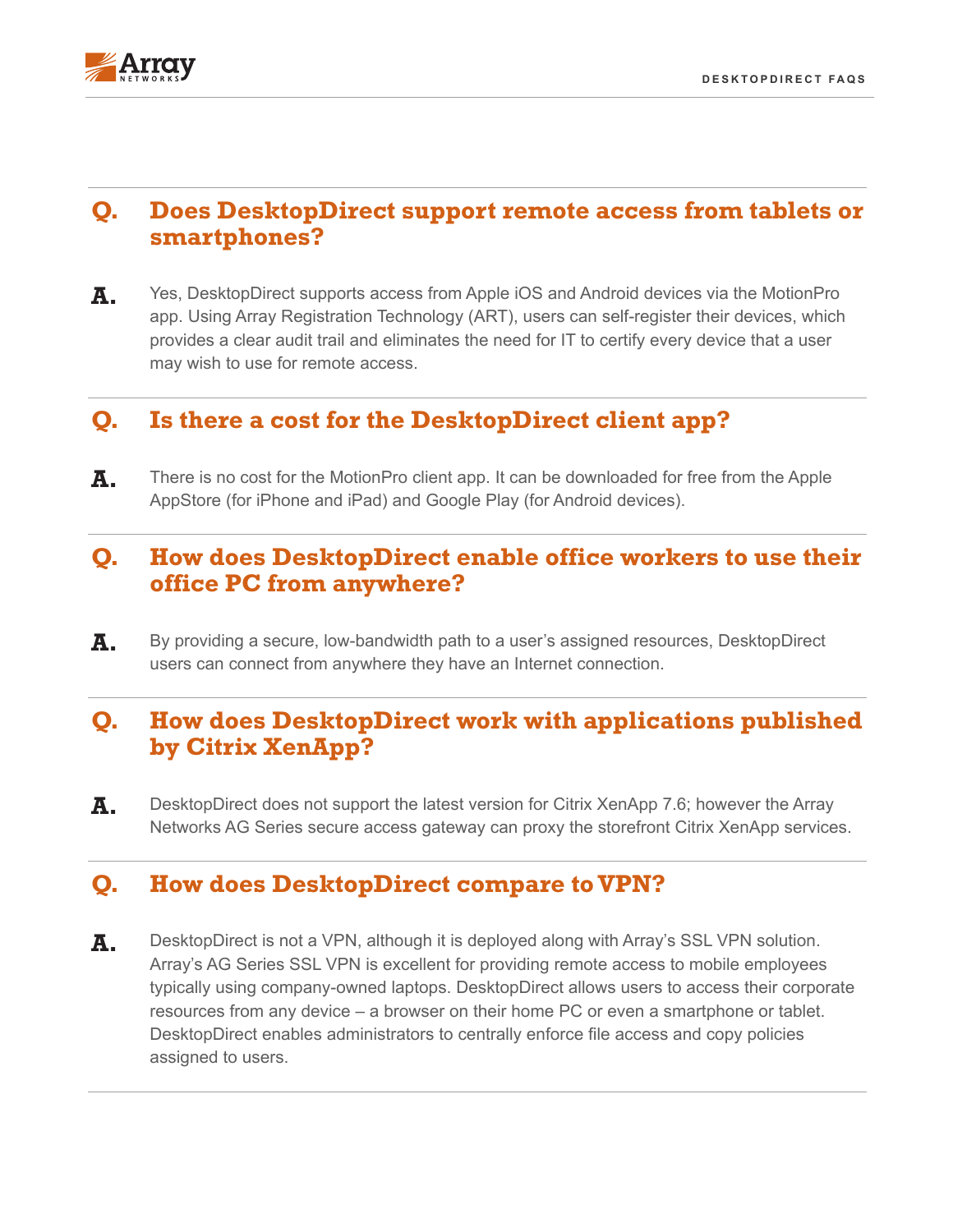## Q. Does DesktopDirect support remote access from tablets or smartphones?

**A.** Yes, DesktopDirect supports access from Apple iOS and Android devices via the MotionPro app. Using Array Registration Technology (ART), users can self-register their devices, which provides a clear audit trail and eliminates the need for IT to certify every device that a user may wish to use for remote access.

## Q. Is there a cost for the DesktopDirect client app?

**A.** There is no cost for the MotionPro client app. It can be downloaded for free from the Apple AppStore (for iPhone and iPad) and Google Play (for Android devices).

## Q. How does DesktopDirect enable office workers to use their office PC from anywhere?

**A.** By providing a secure, low-bandwidth path to a user's assigned resources, DesktopDirect users can connect from anywhere they have an Internet connection.

## Q. How does DesktopDirect work with applications published by Citrix XenApp?

**A.** DesktopDirect does not support the latest version for Citrix XenApp 7.6; however the Array Networks AG Series secure access gateway can proxy the storefront Citrix XenApp services.

## Q. How does DesktopDirect compare to VPN?

**A.** DesktopDirect is not a VPN, although it is deployed along with Array's SSL VPN solution. Array's AG Series SSL VPN is excellent for providing remote access to mobile employees typically using company-owned laptops. DesktopDirect allows users to access their corporate resources from any device – a browser on their home PC or even a smartphone or tablet. DesktopDirect enables administrators to centrally enforce file access and copy policies assigned to users.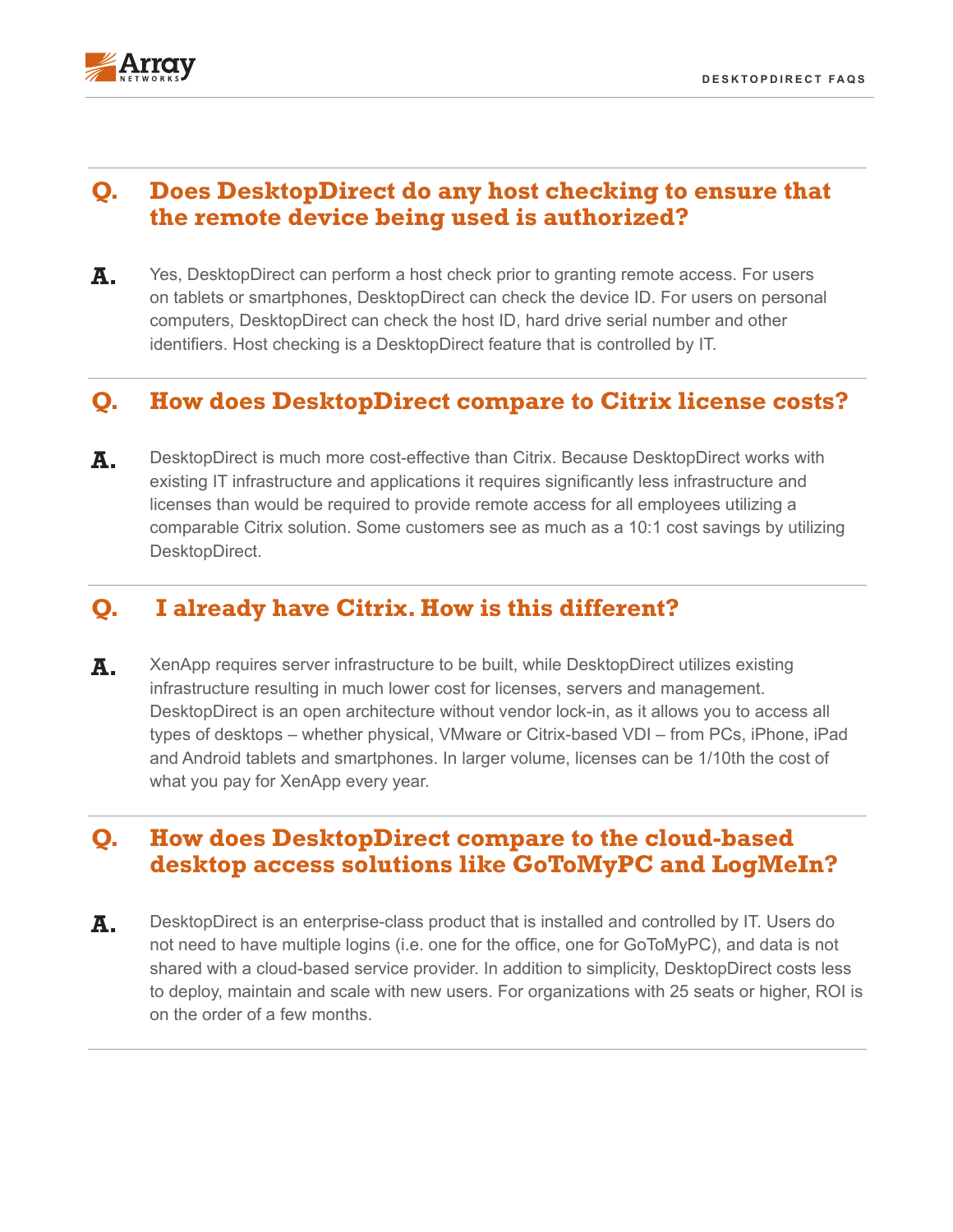## Q. Does DesktopDirect do any host checking to ensure that the remote device being used is authorized?

**A.** Yes, DesktopDirect can perform a host check prior to granting remote access. For users on tablets or smartphones, DesktopDirect can check the device ID. For users on personal computers, DesktopDirect can check the host ID, hard drive serial number and other identifiers. Host checking is a DesktopDirect feature that is controlled by IT.

## Q. How does DesktopDirect compare to Citrix license costs?

**A.** DesktopDirect is much more cost-effective than Citrix. Because DesktopDirect works with existing IT infrastructure and applications it requires significantly less infrastructure and licenses than would be required to provide remote access for all employees utilizing a comparable Citrix solution. Some customers see as much as a 10:1 cost savings by utilizing DesktopDirect.

## Q. I already have Citrix. How is this different?

**A.** XenApp requires server infrastructure to be built, while DesktopDirect utilizes existing infrastructure resulting in much lower cost for licenses, servers and management. DesktopDirect is an open architecture without vendor lock-in, as it allows you to access all types of desktops – whether physical, VMware or Citrix-based VDI – from PCs, iPhone, iPad and Android tablets and smartphones. In larger volume, licenses can be 1/10th the cost of what you pay for XenApp every year.

## Q. How does DesktopDirect compare to the cloud-based desktop access solutions like GoToMyPC and LogMeIn?

**A.** DesktopDirect is an enterprise-class product that is installed and controlled by IT. Users do not need to have multiple logins (i.e. one for the office, one for GoToMyPC), and data is not shared with a cloud-based service provider. In addition to simplicity, DesktopDirect costs less to deploy, maintain and scale with new users. For organizations with 25 seats or higher, ROI is on the order of a few months.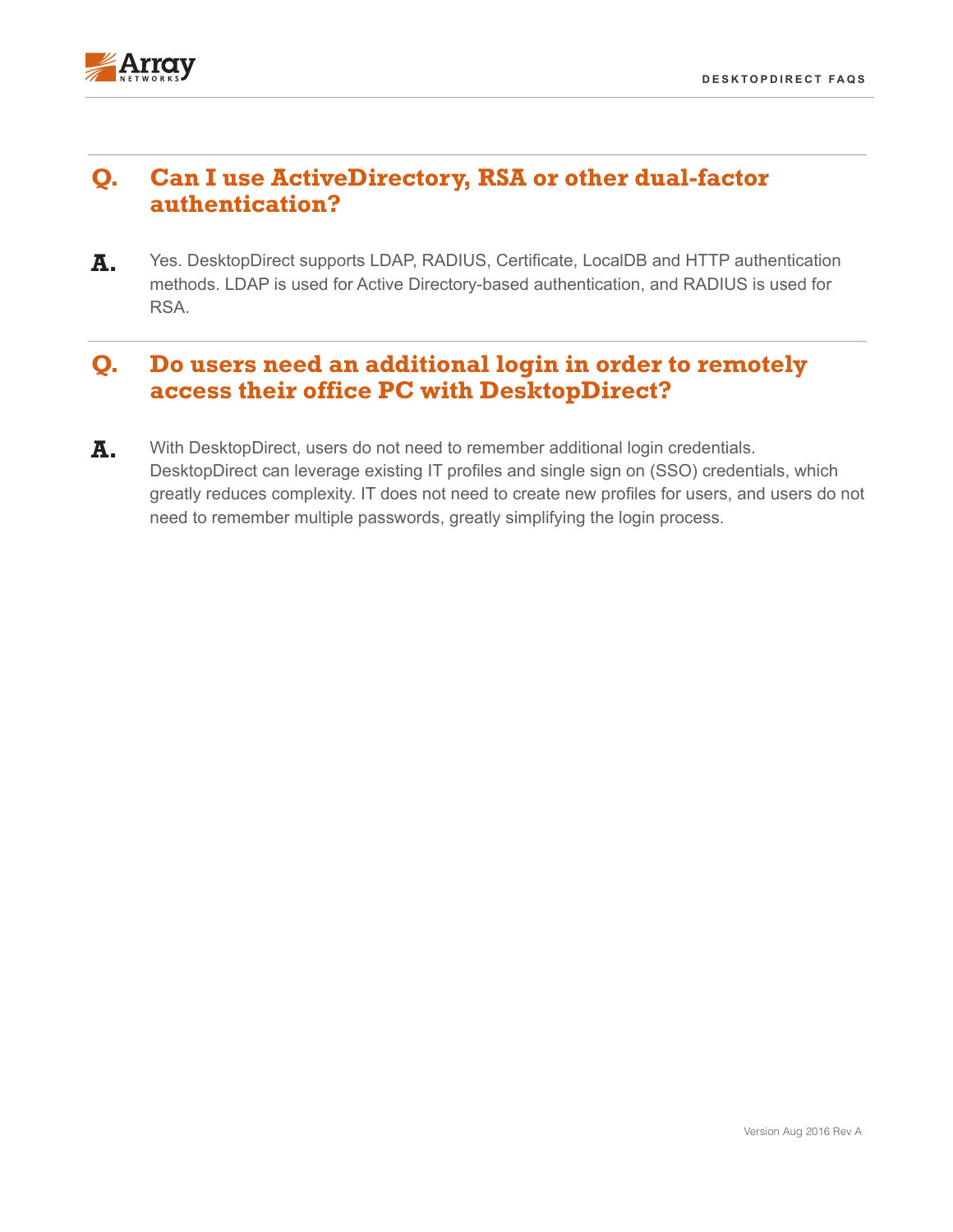## Q. Can I use ActiveDirectory, RSA or other dual-factor authentication?

**A.** Yes. DesktopDirect supports LDAP, RADIUS, Certificate, LocalDB and HTTP authentication methods. LDAP is used for Active Directory-based authentication, and RADIUS is used for RSA.

## Q. Do users need an additional login in order to remotely access their office PC with DesktopDirect?

**A.** With DesktopDirect, users do not need to remember additional login credentials. DesktopDirect can leverage existing IT profiles and single sign on (SSO) credentials, which greatly reduces complexity. IT does not need to create new profiles for users, and users do not need to remember multiple passwords, greatly simplifying the login process.

Version Aug 2016 Rev A